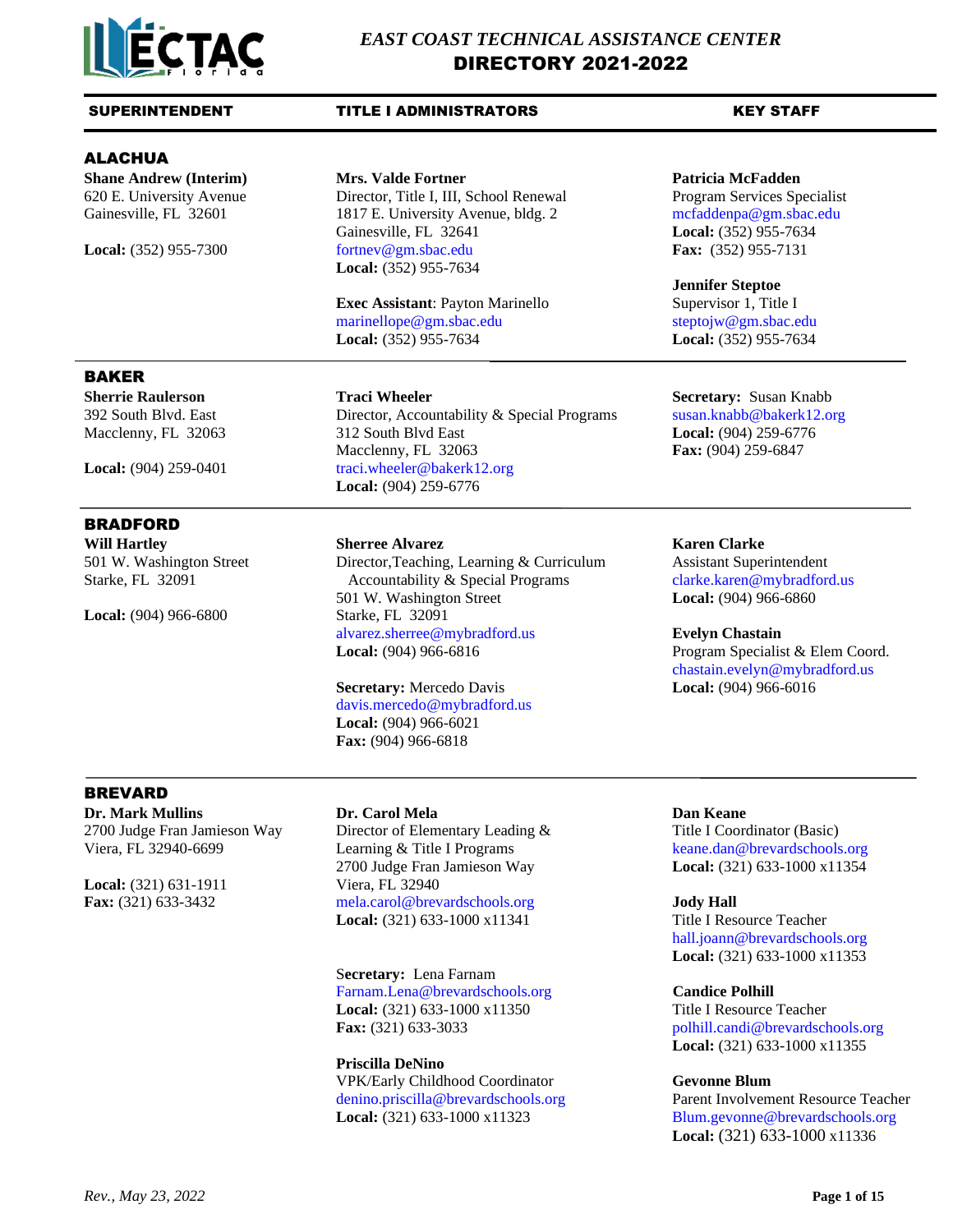# EAST COAST TECHNICAL ASSISTANCE CENTER
# DIRECTORY 2021-2022

| SUPERINTENDENT | TITLE I ADMINISTRATORS | KEY STAFF |
|---|---|---|

## ALACHUA

**Superintendent**

**Shane Andrew (Interim)**
620 E. University Avenue
Gainesville, FL 32601

**Local:** (352) 955-7300

**Title I Administrators**

**Mrs. Valde Fortner**
Director, Title I, III, School Renewal
1817 E. University Avenue, bldg. 2
Gainesville, FL 32641
fortnev@gm.sbac.edu
**Local:** (352) 955-7634

**Exec Assistant**: Payton Marinello
marinellope@gm.sbac.edu
**Local:** (352) 955-7634

**Key Staff**

**Patricia McFadden**
Program Services Specialist
mcfaddenpa@gm.sbac.edu
**Local:** (352) 955-7634
**Fax:** (352) 955-7131

**Jennifer Steptoe**
Supervisor 1, Title I
steptojw@gm.sbac.edu
**Local:** (352) 955-7634

## BAKER

**Superintendent**

**Sherrie Raulerson**
392 South Blvd. East
Macclenny, FL 32063

**Local:** (904) 259-0401

**Title I Administrators**

**Traci Wheeler**
Director, Accountability & Special Programs
312 South Blvd East
Macclenny, FL 32063
traci.wheeler@bakerk12.org
**Local:** (904) 259-6776

**Key Staff**

**Secretary:** Susan Knabb
susan.knabb@bakerk12.org
**Local:** (904) 259-6776
**Fax:** (904) 259-6847

## BRADFORD

**Superintendent**

**Will Hartley**
501 W. Washington Street
Starke, FL 32091

**Local:** (904) 966-6800

**Title I Administrators**

**Sherree Alvarez**
Director,Teaching, Learning & Curriculum
Accountability & Special Programs
501 W. Washington Street
Starke, FL 32091
alvarez.sherree@mybradford.us
**Local:** (904) 966-6816

**Secretary:** Mercedo Davis
davis.mercedo@mybradford.us
**Local:** (904) 966-6021
**Fax:** (904) 966-6818

**Key Staff**

**Karen Clarke**
Assistant Superintendent
clarke.karen@mybradford.us
**Local:** (904) 966-6860

**Evelyn Chastain**
Program Specialist & Elem Coord.
chastain.evelyn@mybradford.us
**Local:** (904) 966-6016

## BREVARD

**Superintendent**

**Dr. Mark Mullins**
2700 Judge Fran Jamieson Way
Viera, FL 32940-6699

**Local:** (321) 631-1911
**Fax:** (321) 633-3432

**Title I Administrators**

**Dr. Carol Mela**
Director of Elementary Leading &
Learning & Title I Programs
2700 Judge Fran Jamieson Way
Viera, FL 32940
mela.carol@brevardschools.org
**Local:** (321) 633-1000 x11341

**Secretary:** Lena Farnam
Farnam.Lena@brevardschools.org
**Local:** (321) 633-1000 x11350
**Fax:** (321) 633-3033

**Priscilla DeNino**
VPK/Early Childhood Coordinator
denino.priscilla@brevardschools.org
**Local:** (321) 633-1000 x11323

**Key Staff**

**Dan Keane**
Title I Coordinator (Basic)
keane.dan@brevardschools.org
**Local:** (321) 633-1000 x11354

**Jody Hall**
Title I Resource Teacher
hall.joann@brevardschools.org
**Local:** (321) 633-1000 x11353

**Candice Polhill**
Title I Resource Teacher
polhill.candi@brevardschools.org
**Local:** (321) 633-1000 x11355

**Gevonne Blum**
Parent Involvement Resource Teacher
Blum.gevonne@brevardschools.org
**Local:** (321) 633-1000 x11336

*Rev., May 23, 2022*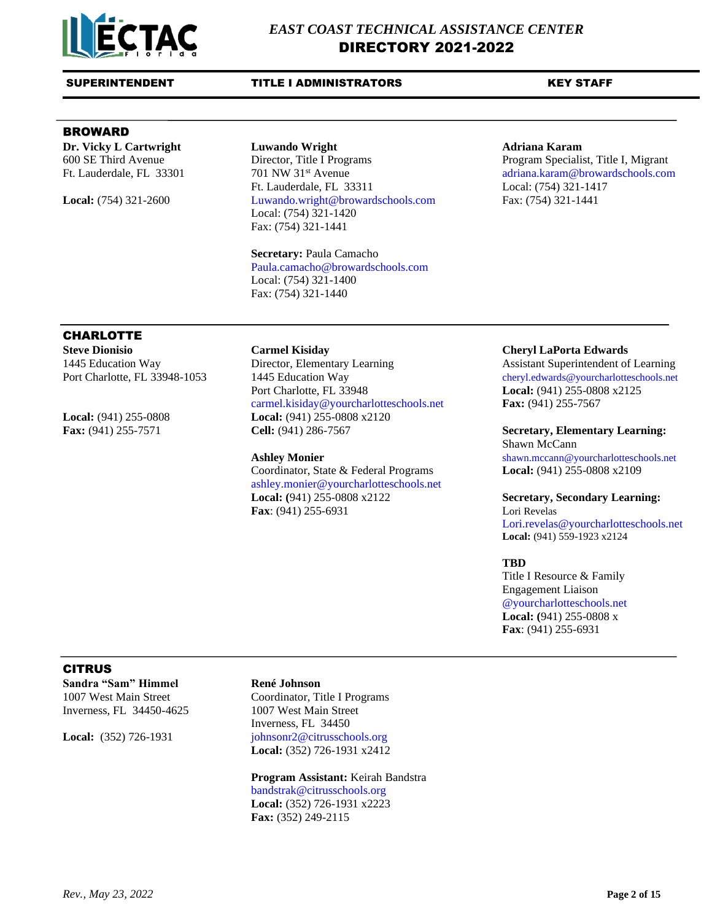# EAST COAST TECHNICAL ASSISTANCE CENTER
## DIRECTORY 2021-2022

| SUPERINTENDENT | TITLE I ADMINISTRATORS | KEY STAFF |
|---|---|---|

## BROWARD

**Dr. Vicky L Cartwright**
600 SE Third Avenue
Ft. Lauderdale, FL 33301

**Local:** (754) 321-2600

**Luwando Wright**
Director, Title I Programs
701 NW 31st Avenue
Ft. Lauderdale, FL 33311
Luwando.wright@browardschools.com
Local: (754) 321-1420
Fax: (754) 321-1441

**Secretary:** Paula Camacho
Paula.camacho@browardschools.com
Local: (754) 321-1400
Fax: (754) 321-1440

**Adriana Karam**
Program Specialist, Title I, Migrant
adriana.karam@browardschools.com
Local: (754) 321-1417
Fax: (754) 321-1441

## CHARLOTTE

**Steve Dionisio**
1445 Education Way
Port Charlotte, FL 33948-1053

**Local:** (941) 255-0808
**Fax:** (941) 255-7571

**Carmel Kisiday**
Director, Elementary Learning
1445 Education Way
Port Charlotte, FL 33948
carmel.kisiday@yourcharlotteschools.net
**Local:** (941) 255-0808 x2120
**Cell:** (941) 286-7567

**Ashley Monier**
Coordinator, State & Federal Programs
ashley.monier@yourcharlotteschools.net
**Local: (**941) 255-0808 x2122
**Fax**: (941) 255-6931

**Cheryl LaPorta Edwards**
Assistant Superintendent of Learning
cheryl.edwards@yourcharlotteschools.net
**Local:** (941) 255-0808 x2125
**Fax:** (941) 255-7567

**Secretary, Elementary Learning:**
Shawn McCann
shawn.mccann@yourcharlotteschools.net
**Local:** (941) 255-0808 x2109

**Secretary, Secondary Learning:**
Lori Revelas
Lori.revelas@yourcharlotteschools.net
**Local:** (941) 559-1923 x2124

**TBD**
Title I Resource & Family Engagement Liaison
@yourcharlotteschools.net
**Local: (**941) 255-0808 x
**Fax**: (941) 255-6931

## CITRUS

**Sandra "Sam" Himmel**
1007 West Main Street
Inverness, FL 34450-4625

**Local:** (352) 726-1931

**René Johnson**
Coordinator, Title I Programs
1007 West Main Street
Inverness, FL 34450
johnsonr2@citrusschools.org
**Local:** (352) 726-1931 x2412

**Program Assistant:** Keirah Bandstra
bandstrak@citrusschools.org
**Local:** (352) 726-1931 x2223
**Fax:** (352) 249-2115

*Rev., May 23, 2022*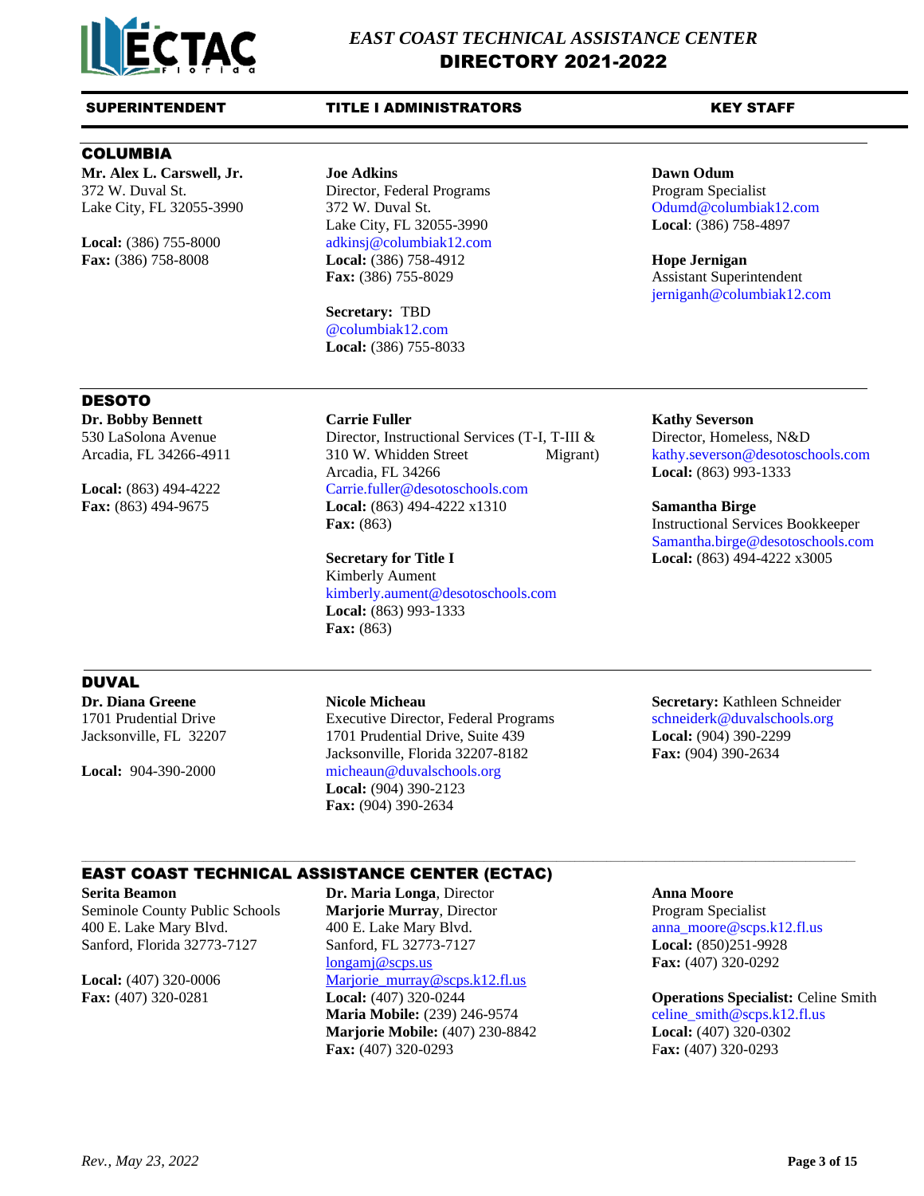# EAST COAST TECHNICAL ASSISTANCE CENTER
# DIRECTORY 2021-2022

| SUPERINTENDENT | TITLE I ADMINISTRATORS | KEY STAFF |
|---|---|---|

## COLUMBIA

**Superintendent**

**Mr. Alex L. Carswell, Jr.**
372 W. Duval St.
Lake City, FL 32055-3990

**Local:** (386) 755-8000
**Fax:** (386) 758-8008

**Title I Administrators**

**Joe Adkins**
Director, Federal Programs
372 W. Duval St.
Lake City, FL 32055-3990
adkinsj@columbiak12.com
**Local:** (386) 758-4912
**Fax:** (386) 755-8029

**Secretary:** TBD
@columbiak12.com
**Local:** (386) 755-8033

**Key Staff**

**Dawn Odum**
Program Specialist
Odumd@columbiak12.com
**Local**: (386) 758-4897

**Hope Jernigan**
Assistant Superintendent
jerniganh@columbiak12.com

## DESOTO

**Superintendent**

**Dr. Bobby Bennett**
530 LaSolona Avenue
Arcadia, FL 34266-4911

**Local:** (863) 494-4222
**Fax:** (863) 494-9675

**Title I Administrators**

**Carrie Fuller**
Director, Instructional Services (T-I, T-III & Migrant)
310 W. Whidden Street
Arcadia, FL 34266
Carrie.fuller@desotoschools.com
**Local:** (863) 494-4222 x1310
**Fax:** (863)

**Secretary for Title I**
Kimberly Aument
kimberly.aument@desotoschools.com
**Local:** (863) 993-1333
**Fax:** (863)

**Key Staff**

**Kathy Severson**
Director, Homeless, N&D
kathy.severson@desotoschools.com
**Local:** (863) 993-1333

**Samantha Birge**
Instructional Services Bookkeeper
Samantha.birge@desotoschools.com
**Local:** (863) 494-4222 x3005

## DUVAL

**Superintendent**

**Dr. Diana Greene**
1701 Prudential Drive
Jacksonville, FL 32207

**Local:** 904-390-2000

**Title I Administrators**

**Nicole Micheau**
Executive Director, Federal Programs
1701 Prudential Drive, Suite 439
Jacksonville, Florida 32207-8182
micheaun@duvalschools.org
**Local:** (904) 390-2123
**Fax:** (904) 390-2634

**Key Staff**

**Secretary:** Kathleen Schneider
schneiderk@duvalschools.org
**Local:** (904) 390-2299
**Fax:** (904) 390-2634

## EAST COAST TECHNICAL ASSISTANCE CENTER (ECTAC)

**Serita Beamon**
Seminole County Public Schools
400 E. Lake Mary Blvd.
Sanford, Florida 32773-7127

**Local:** (407) 320-0006
**Fax:** (407) 320-0281

**Dr. Maria Longa**, Director
**Marjorie Murray**, Director
400 E. Lake Mary Blvd.
Sanford, FL 32773-7127
longamj@scps.us
Marjorie_murray@scps.k12.fl.us
**Local:** (407) 320-0244
**Maria Mobile:** (239) 246-9574
**Marjorie Mobile:** (407) 230-8842
**Fax:** (407) 320-0293

**Anna Moore**
Program Specialist
anna_moore@scps.k12.fl.us
**Local:** (850)251-9928
**Fax:** (407) 320-0292

**Operations Specialist:** Celine Smith
celine_smith@scps.k12.fl.us
**Local:** (407) 320-0302
**Fax:** (407) 320-0293

*Rev., May 23, 2022*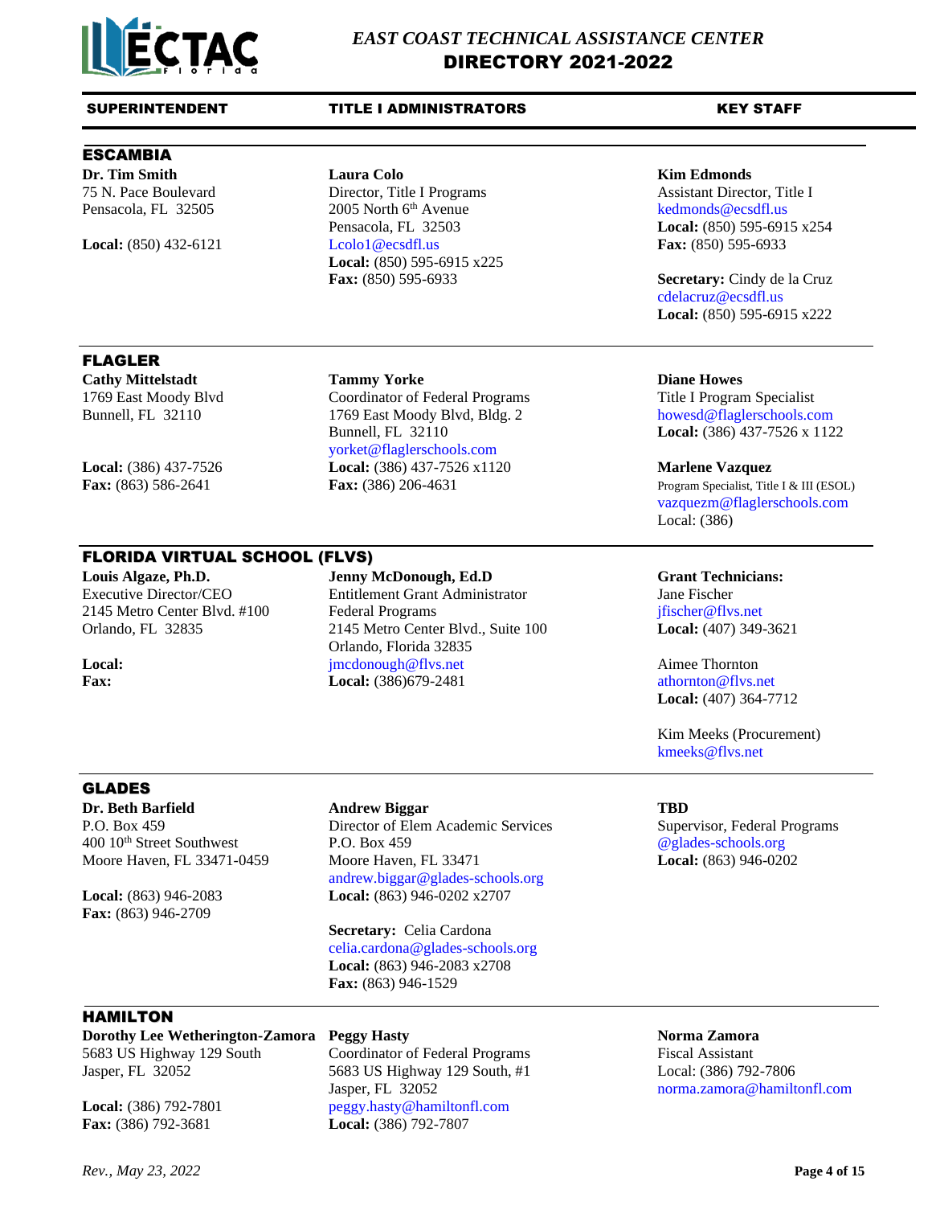# EAST COAST TECHNICAL ASSISTANCE CENTER
## DIRECTORY 2021-2022

| SUPERINTENDENT | TITLE I ADMINISTRATORS | KEY STAFF |
|---|---|---|

### ESCAMBIA

| Superintendent | Title I Administrators | Key Staff |
|---|---|---|
| **Dr. Tim Smith**<br>75 N. Pace Boulevard<br>Pensacola, FL 32505<br><br>**Local:** (850) 432-6121 | **Laura Colo**<br>Director, Title I Programs<br>2005 North 6th Avenue<br>Pensacola, FL 32503<br>Lcolo1@ecsdfl.us<br>**Local:** (850) 595-6915 x225<br>**Fax:** (850) 595-6933 | **Kim Edmonds**<br>Assistant Director, Title I<br>kedmonds@ecsdfl.us<br>**Local:** (850) 595-6915 x254<br>**Fax:** (850) 595-6933<br><br>**Secretary:** Cindy de la Cruz<br>cdelacruz@ecsdfl.us<br>**Local:** (850) 595-6915 x222 |

### FLAGLER

| Superintendent | Title I Administrators | Key Staff |
|---|---|---|
| **Cathy Mittelstadt**<br>1769 East Moody Blvd<br>Bunnell, FL 32110<br><br>**Local:** (386) 437-7526<br>**Fax:** (863) 586-2641 | **Tammy Yorke**<br>Coordinator of Federal Programs<br>1769 East Moody Blvd, Bldg. 2<br>Bunnell, FL 32110<br>yorket@flaglerschools.com<br>**Local:** (386) 437-7526 x1120<br>**Fax:** (386) 206-4631 | **Diane Howes**<br>Title I Program Specialist<br>howesd@flaglerschools.com<br>**Local:** (386) 437-7526 x 1122<br><br>**Marlene Vazquez**<br>Program Specialist, Title I & III (ESOL)<br>vazquezm@flaglerschools.com<br>Local: (386) |

### FLORIDA VIRTUAL SCHOOL (FLVS)

| Superintendent | Title I Administrators | Key Staff |
|---|---|---|
| **Louis Algaze, Ph.D.**<br>Executive Director/CEO<br>2145 Metro Center Blvd. #100<br>Orlando, FL 32835<br><br>**Local:**<br>**Fax:** | **Jenny McDonough, Ed.D**<br>Entitlement Grant Administrator<br>Federal Programs<br>2145 Metro Center Blvd., Suite 100<br>Orlando, Florida 32835<br>jmcdonough@flvs.net<br>**Local:** (386)679-2481 | **Grant Technicians:**<br>Jane Fischer<br>jfischer@flvs.net<br>**Local:** (407) 349-3621<br><br>Aimee Thornton<br>athornton@flvs.net<br>**Local:** (407) 364-7712<br><br>Kim Meeks (Procurement)<br>kmeeks@flvs.net |

### GLADES

| Superintendent | Title I Administrators | Key Staff |
|---|---|---|
| **Dr. Beth Barfield**<br>P.O. Box 459<br>400 10th Street Southwest<br>Moore Haven, FL 33471-0459<br><br>**Local:** (863) 946-2083<br>**Fax:** (863) 946-2709 | **Andrew Biggar**<br>Director of Elem Academic Services<br>P.O. Box 459<br>Moore Haven, FL 33471<br>andrew.biggar@glades-schools.org<br>**Local:** (863) 946-0202 x2707<br><br>**Secretary:** Celia Cardona<br>celia.cardona@glades-schools.org<br>**Local:** (863) 946-2083 x2708<br>**Fax:** (863) 946-1529 | **TBD**<br>Supervisor, Federal Programs<br>@glades-schools.org<br>**Local:** (863) 946-0202 |

### HAMILTON

| Superintendent | Title I Administrators | Key Staff |
|---|---|---|
| **Dorothy Lee Wetherington-Zamora**<br>5683 US Highway 129 South<br>Jasper, FL 32052<br><br>**Local:** (386) 792-7801<br>**Fax:** (386) 792-3681 | **Peggy Hasty**<br>Coordinator of Federal Programs<br>5683 US Highway 129 South, #1<br>Jasper, FL 32052<br>peggy.hasty@hamiltonfl.com<br>**Local:** (386) 792-7807 | **Norma Zamora**<br>Fiscal Assistant<br>Local: (386) 792-7806<br>norma.zamora@hamiltonfl.com |

*Rev., May 23, 2022*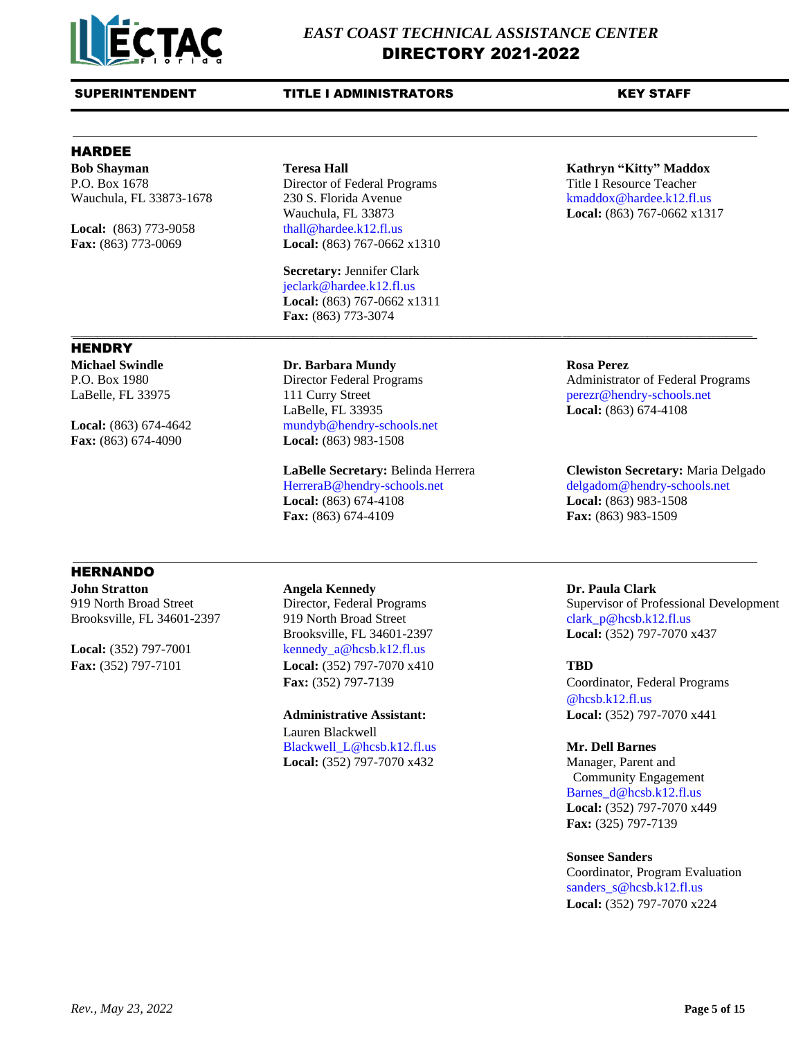# EAST COAST TECHNICAL ASSISTANCE CENTER
# DIRECTORY 2021-2022

| SUPERINTENDENT | TITLE I ADMINISTRATORS | KEY STAFF |
|---|---|---|

## HARDEE

**Bob Shayman**
P.O. Box 1678
Wauchula, FL 33873-1678

**Local:** (863) 773-9058
**Fax:** (863) 773-0069

**Teresa Hall**
Director of Federal Programs
230 S. Florida Avenue
Wauchula, FL 33873
thall@hardee.k12.fl.us
**Local:** (863) 767-0662 x1310

**Secretary:** Jennifer Clark
jeclark@hardee.k12.fl.us
**Local:** (863) 767-0662 x1311
**Fax:** (863) 773-3074

**Kathryn "Kitty" Maddox**
Title I Resource Teacher
kmaddox@hardee.k12.fl.us
**Local:** (863) 767-0662 x1317

## HENDRY

**Michael Swindle**
P.O. Box 1980
LaBelle, FL 33975

**Local:** (863) 674-4642
**Fax:** (863) 674-4090

**Dr. Barbara Mundy**
Director Federal Programs
111 Curry Street
LaBelle, FL 33935
mundyb@hendry-schools.net
**Local:** (863) 983-1508

**LaBelle Secretary:** Belinda Herrera
HerreraB@hendry-schools.net
**Local:** (863) 674-4108
**Fax:** (863) 674-4109

**Rosa Perez**
Administrator of Federal Programs
perezr@hendry-schools.net
**Local:** (863) 674-4108

**Clewiston Secretary:** Maria Delgado
delgadom@hendry-schools.net
**Local:** (863) 983-1508
**Fax:** (863) 983-1509

## HERNANDO

**John Stratton**
919 North Broad Street
Brooksville, FL 34601-2397

**Local:** (352) 797-7001
**Fax:** (352) 797-7101

**Angela Kennedy**
Director, Federal Programs
919 North Broad Street
Brooksville, FL 34601-2397
kennedy_a@hcsb.k12.fl.us
**Local:** (352) 797-7070 x410
**Fax:** (352) 797-7139

**Administrative Assistant:**
Lauren Blackwell
Blackwell_L@hcsb.k12.fl.us
**Local:** (352) 797-7070 x432

**Dr. Paula Clark**
Supervisor of Professional Development
clark_p@hcsb.k12.fl.us
**Local:** (352) 797-7070 x437

**TBD**
Coordinator, Federal Programs
@hcsb.k12.fl.us
**Local:** (352) 797-7070 x441

**Mr. Dell Barnes**
Manager, Parent and Community Engagement
Barnes_d@hcsb.k12.fl.us
**Local:** (352) 797-7070 x449
**Fax:** (325) 797-7139

**Sonsee Sanders**
Coordinator, Program Evaluation
sanders_s@hcsb.k12.fl.us
**Local:** (352) 797-7070 x224

*Rev., May 23, 2022*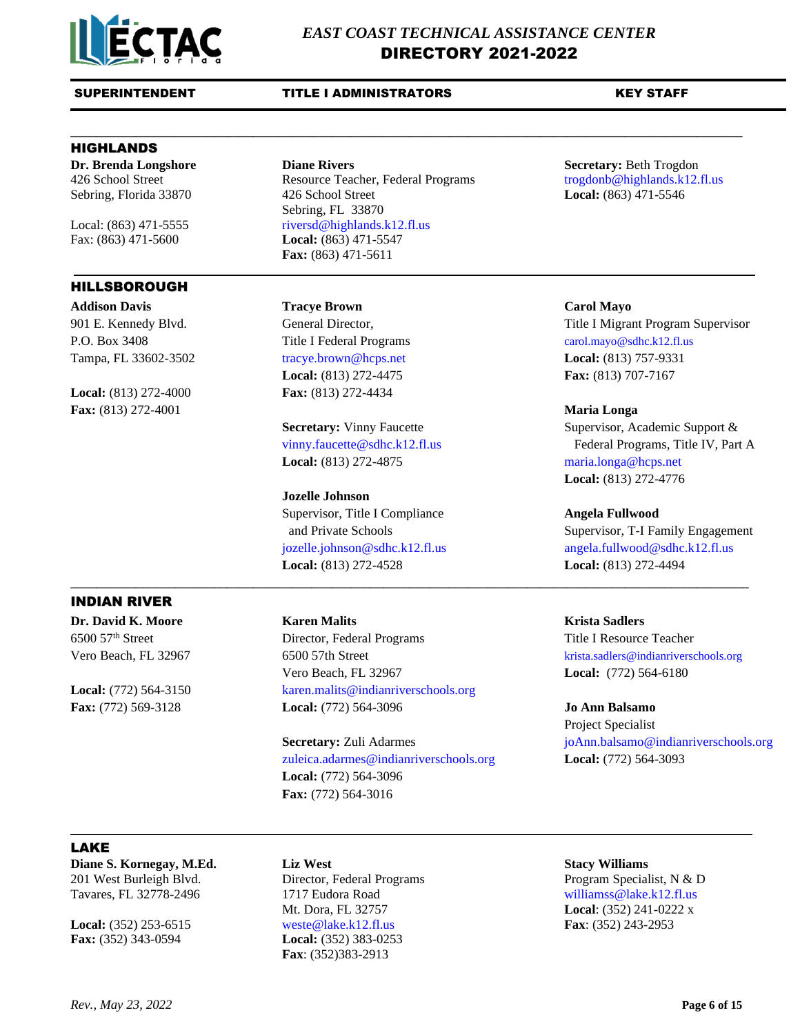# EAST COAST TECHNICAL ASSISTANCE CENTER
## DIRECTORY 2021-2022

| SUPERINTENDENT | TITLE I ADMINISTRATORS | KEY STAFF |
|---|---|---|

### HIGHLANDS

**Superintendent**

**Dr. Brenda Longshore**
426 School Street
Sebring, Florida 33870

Local: (863) 471-5555
Fax: (863) 471-5600

**Title I Administrators**

**Diane Rivers**
Resource Teacher, Federal Programs
426 School Street
Sebring, FL 33870
riversd@highlands.k12.fl.us
**Local:** (863) 471-5547
**Fax:** (863) 471-5611

**Key Staff**

**Secretary:** Beth Trogdon
trogdonb@highlands.k12.fl.us
**Local:** (863) 471-5546

### HILLSBOROUGH

**Superintendent**

**Addison Davis**
901 E. Kennedy Blvd.
P.O. Box 3408
Tampa, FL 33602-3502

**Local:** (813) 272-4000
**Fax:** (813) 272-4001

**Title I Administrators**

**Tracye Brown**
General Director,
Title I Federal Programs
tracye.brown@hcps.net
**Local:** (813) 272-4475
**Fax:** (813) 272-4434

**Secretary:** Vinny Faucette
vinny.faucette@sdhc.k12.fl.us
**Local:** (813) 272-4875

**Jozelle Johnson**
Supervisor, Title I Compliance and Private Schools
jozelle.johnson@sdhc.k12.fl.us
**Local:** (813) 272-4528

**Key Staff**

**Carol Mayo**
Title I Migrant Program Supervisor
carol.mayo@sdhc.k12.fl.us
**Local:** (813) 757-9331
**Fax:** (813) 707-7167

**Maria Longa**
Supervisor, Academic Support & Federal Programs, Title IV, Part A
maria.longa@hcps.net
**Local:** (813) 272-4776

**Angela Fullwood**
Supervisor, T-I Family Engagement
angela.fullwood@sdhc.k12.fl.us
**Local:** (813) 272-4494

### INDIAN RIVER

**Superintendent**

**Dr. David K. Moore**
6500 57th Street
Vero Beach, FL 32967

**Local:** (772) 564-3150
**Fax:** (772) 569-3128

**Title I Administrators**

**Karen Malits**
Director, Federal Programs
6500 57th Street
Vero Beach, FL 32967
karen.malits@indianriverschools.org
**Local:** (772) 564-3096

**Secretary:** Zuli Adarmes
zuleica.adarmes@indianriverschools.org
**Local:** (772) 564-3096
**Fax:** (772) 564-3016

**Key Staff**

**Krista Sadlers**
Title I Resource Teacher
krista.sadlers@indianriverschools.org
**Local:** (772) 564-6180

**Jo Ann Balsamo**
Project Specialist
joAnn.balsamo@indianriverschools.org
**Local:** (772) 564-3093

### LAKE

**Superintendent**

**Diane S. Kornegay, M.Ed.**
201 West Burleigh Blvd.
Tavares, FL 32778-2496

**Local:** (352) 253-6515
**Fax:** (352) 343-0594

**Title I Administrators**

**Liz West**
Director, Federal Programs
1717 Eudora Road
Mt. Dora, FL 32757
weste@lake.k12.fl.us
**Local:** (352) 383-0253
**Fax**: (352)383-2913

**Key Staff**

**Stacy Williams**
Program Specialist, N & D
williamss@lake.k12.fl.us
**Local**: (352) 241-0222 x
**Fax**: (352) 243-2953

*Rev., May 23, 2022*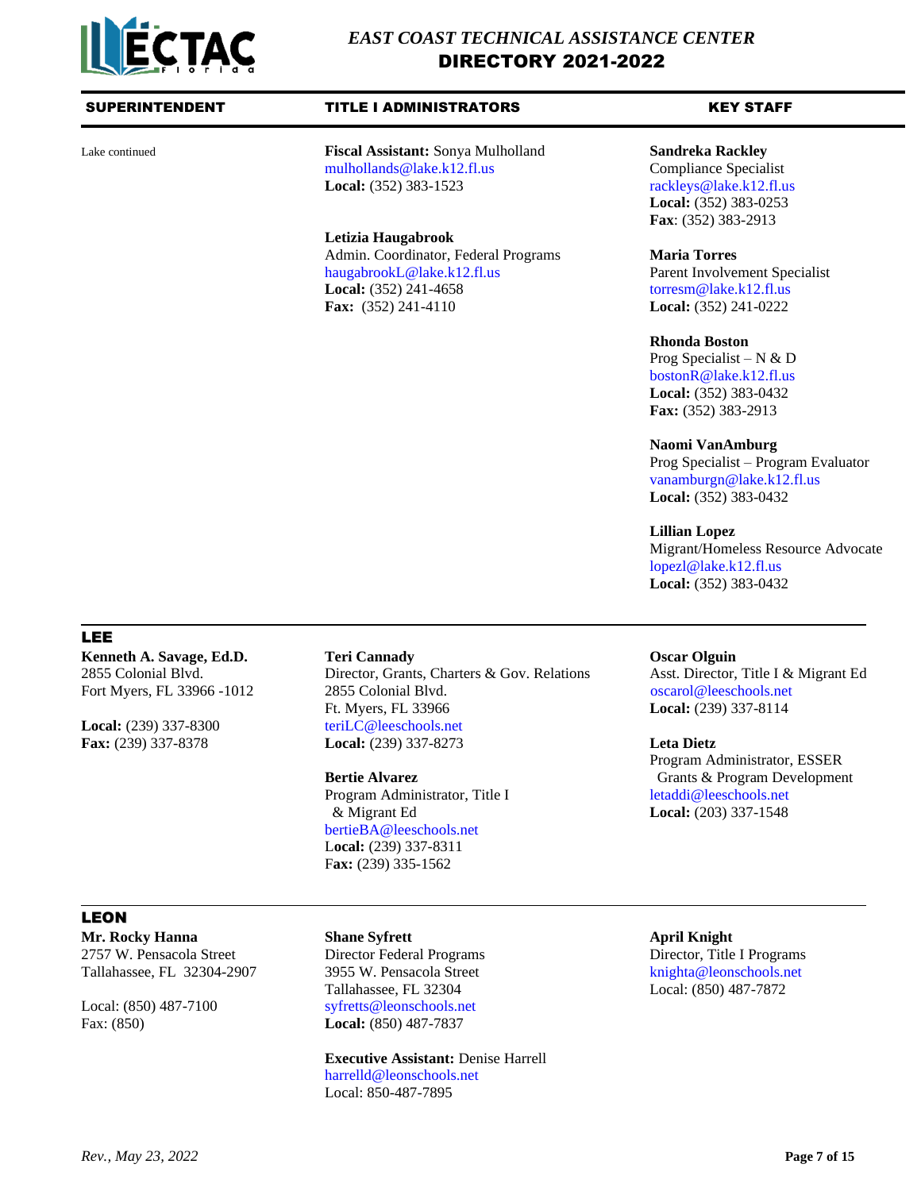| SUPERINTENDENT | TITLE I ADMINISTRATORS | KEY STAFF |
|---|---|---|
| Lake continued | **Fiscal Assistant:** Sonya Mulholland<br>mulhollands@lake.k12.fl.us<br>**Local:** (352) 383-1523<br><br>**Letizia Haugabrook**<br>Admin. Coordinator, Federal Programs<br>haugabrookL@lake.k12.fl.us<br>**Local:** (352) 241-4658<br>**Fax:** (352) 241-4110 | **Sandreka Rackley**<br>Compliance Specialist<br>rackleys@lake.k12.fl.us<br>**Local:** (352) 383-0253<br>**Fax**: (352) 383-2913<br><br>**Maria Torres**<br>Parent Involvement Specialist<br>torresm@lake.k12.fl.us<br>**Local:** (352) 241-0222<br><br>**Rhonda Boston**<br>Prog Specialist – N & D<br>bostonR@lake.k12.fl.us<br>**Local:** (352) 383-0432<br>**Fax:** (352) 383-2913<br><br>**Naomi VanAmburg**<br>Prog Specialist – Program Evaluator<br>vanamburgn@lake.k12.fl.us<br>**Local:** (352) 383-0432<br><br>**Lillian Lopez**<br>Migrant/Homeless Resource Advocate<br>lopezl@lake.k12.fl.us<br>**Local:** (352) 383-0432 |

## LEE

| SUPERINTENDENT | TITLE I ADMINISTRATORS | KEY STAFF |
|---|---|---|
| **Kenneth A. Savage, Ed.D.**<br>2855 Colonial Blvd.<br>Fort Myers, FL 33966 -1012<br><br>**Local:** (239) 337-8300<br>**Fax:** (239) 337-8378 | **Teri Cannady**<br>Director, Grants, Charters & Gov. Relations<br>2855 Colonial Blvd.<br>Ft. Myers, FL 33966<br>teriLC@leeschools.net<br>**Local:** (239) 337-8273<br><br>**Bertie Alvarez**<br>Program Administrator, Title I & Migrant Ed<br>bertieBA@leeschools.net<br>**Local:** (239) 337-8311<br>**Fax:** (239) 335-1562 | **Oscar Olguin**<br>Asst. Director, Title I & Migrant Ed<br>oscarol@leeschools.net<br>**Local:** (239) 337-8114<br><br>**Leta Dietz**<br>Program Administrator, ESSER Grants & Program Development<br>letaddi@leeschools.net<br>**Local:** (203) 337-1548 |

## LEON

| SUPERINTENDENT | TITLE I ADMINISTRATORS | KEY STAFF |
|---|---|---|
| **Mr. Rocky Hanna**<br>2757 W. Pensacola Street<br>Tallahassee, FL 32304-2907<br><br>Local: (850) 487-7100<br>Fax: (850) | **Shane Syfrett**<br>Director Federal Programs<br>3955 W. Pensacola Street<br>Tallahassee, FL 32304<br>syfretts@leonschools.net<br>**Local:** (850) 487-7837<br><br>**Executive Assistant:** Denise Harrell<br>harrelld@leonschools.net<br>Local: 850-487-7895 | **April Knight**<br>Director, Title I Programs<br>knighta@leonschools.net<br>Local: (850) 487-7872 |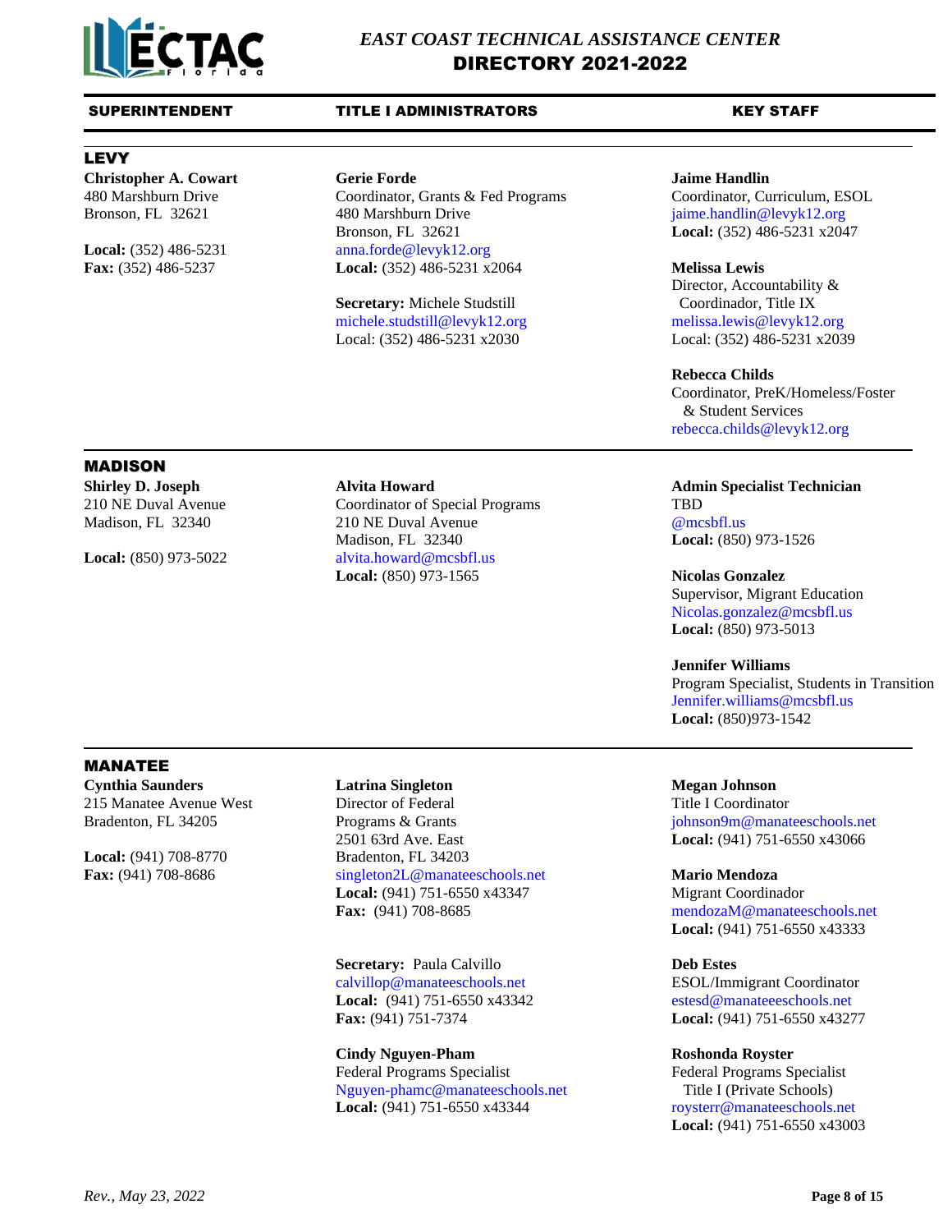# EAST COAST TECHNICAL ASSISTANCE CENTER
## DIRECTORY 2021-2022

| SUPERINTENDENT | TITLE I ADMINISTRATORS | KEY STAFF |
|---|---|---|

## LEVY

**SUPERINTENDENT**

**Christopher A. Cowart**
480 Marshburn Drive
Bronson, FL 32621

**Local:** (352) 486-5231
**Fax:** (352) 486-5237

**TITLE I ADMINISTRATORS**

**Gerie Forde**
Coordinator, Grants & Fed Programs
480 Marshburn Drive
Bronson, FL 32621
anna.forde@levyk12.org
**Local:** (352) 486-5231 x2064

**Secretary:** Michele Studstill
michele.studstill@levyk12.org
Local: (352) 486-5231 x2030

**KEY STAFF**

**Jaime Handlin**
Coordinator, Curriculum, ESOL
jaime.handlin@levyk12.org
**Local:** (352) 486-5231 x2047

**Melissa Lewis**
Director, Accountability & Coordinador, Title IX
melissa.lewis@levyk12.org
Local: (352) 486-5231 x2039

**Rebecca Childs**
Coordinator, PreK/Homeless/Foster & Student Services
rebecca.childs@levyk12.org

## MADISON

**SUPERINTENDENT**

**Shirley D. Joseph**
210 NE Duval Avenue
Madison, FL 32340

**Local:** (850) 973-5022

**TITLE I ADMINISTRATORS**

**Alvita Howard**
Coordinator of Special Programs
210 NE Duval Avenue
Madison, FL 32340
alvita.howard@mcsbfl.us
**Local:** (850) 973-1565

**KEY STAFF**

**Admin Specialist Technician**
TBD
@mcsbfl.us
**Local:** (850) 973-1526

**Nicolas Gonzalez**
Supervisor, Migrant Education
Nicolas.gonzalez@mcsbfl.us
**Local:** (850) 973-5013

**Jennifer Williams**
Program Specialist, Students in Transition
Jennifer.williams@mcsbfl.us
**Local:** (850)973-1542

## MANATEE

**SUPERINTENDENT**

**Cynthia Saunders**
215 Manatee Avenue West
Bradenton, FL 34205

**Local:** (941) 708-8770
**Fax:** (941) 708-8686

**TITLE I ADMINISTRATORS**

**Latrina Singleton**
Director of Federal Programs & Grants
2501 63rd Ave. East
Bradenton, FL 34203
singleton2L@manateeschools.net
**Local:** (941) 751-6550 x43347
**Fax:** (941) 708-8685

**Secretary:** Paula Calvillo
calvillop@manateeschools.net
**Local:** (941) 751-6550 x43342
**Fax:** (941) 751-7374

**Cindy Nguyen-Pham**
Federal Programs Specialist
Nguyen-phamc@manateeschools.net
**Local:** (941) 751-6550 x43344

**KEY STAFF**

**Megan Johnson**
Title I Coordinator
johnson9m@manateeschools.net
**Local:** (941) 751-6550 x43066

**Mario Mendoza**
Migrant Coordinador
mendozaM@manateeschools.net
**Local:** (941) 751-6550 x43333

**Deb Estes**
ESOL/Immigrant Coordinator
estesd@manateeeschools.net
**Local:** (941) 751-6550 x43277

**Roshonda Royster**
Federal Programs Specialist Title I (Private Schools)
roysterr@manateeschools.net
**Local:** (941) 751-6550 x43003

*Rev., May 23, 2022*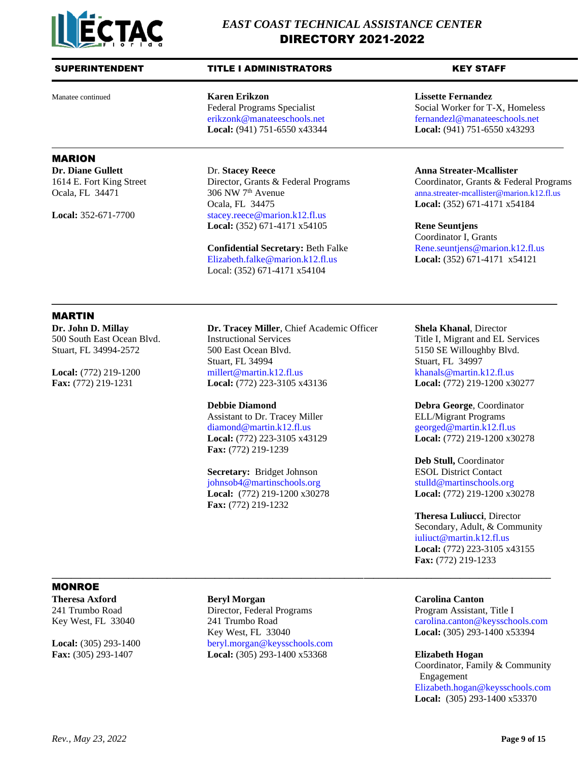# EAST COAST TECHNICAL ASSISTANCE CENTER
## DIRECTORY 2021-2022

| SUPERINTENDENT | TITLE I ADMINISTRATORS | KEY STAFF |
|---|---|---|
| Manatee continued | **Karen Erikzon**<br>Federal Programs Specialist<br>erikzonk@manateeschools.net<br>**Local:** (941) 751-6550 x43344 | **Lissette Fernandez**<br>Social Worker for T-X, Homeless<br>fernandezl@manateeschools.net<br>**Local:** (941) 751-6550 x43293 |

## MARION

| SUPERINTENDENT | TITLE I ADMINISTRATORS | KEY STAFF |
|---|---|---|
| **Dr. Diane Gullett**<br>1614 E. Fort King Street<br>Ocala, FL 34471<br><br>**Local:** 352-671-7700 | Dr. **Stacey Reece**<br>Director, Grants & Federal Programs<br>306 NW 7th Avenue<br>Ocala, FL 34475<br>stacey.reece@marion.k12.fl.us<br>**Local:** (352) 671-4171 x54105<br><br>**Confidential Secretary:** Beth Falke<br>Elizabeth.falke@marion.k12.fl.us<br>Local: (352) 671-4171 x54104 | **Anna Streater-Mcallister**<br>Coordinator, Grants & Federal Programs<br>anna.streater-mcallister@marion.k12.fl.us<br>**Local:** (352) 671-4171 x54184<br><br>**Rene Seuntjens**<br>Coordinator I, Grants<br>Rene.seuntjens@marion.k12.fl.us<br>**Local:** (352) 671-4171 x54121 |

## MARTIN

| SUPERINTENDENT | TITLE I ADMINISTRATORS | KEY STAFF |
|---|---|---|
| **Dr. John D. Millay**<br>500 South East Ocean Blvd.<br>Stuart, FL 34994-2572<br><br>**Local:** (772) 219-1200<br>**Fax:** (772) 219-1231 | **Dr. Tracey Miller**, Chief Academic Officer<br>Instructional Services<br>500 East Ocean Blvd.<br>Stuart, FL 34994<br>millert@martin.k12.fl.us<br>**Local:** (772) 223-3105 x43136<br><br>**Debbie Diamond**<br>Assistant to Dr. Tracey Miller<br>diamond@martin.k12.fl.us<br>**Local:** (772) 223-3105 x43129<br>**Fax:** (772) 219-1239<br><br>**Secretary:** Bridget Johnson<br>johnsob4@martinschools.org<br>**Local:** (772) 219-1200 x30278<br>**Fax:** (772) 219-1232 | **Shela Khanal**, Director<br>Title I, Migrant and EL Services<br>5150 SE Willoughby Blvd.<br>Stuart, FL 34997<br>khanals@martin.k12.fl.us<br>**Local:** (772) 219-1200 x30277<br><br>**Debra George**, Coordinator<br>ELL/Migrant Programs<br>georged@martin.k12.fl.us<br>**Local:** (772) 219-1200 x30278<br><br>**Deb Stull,** Coordinator<br>ESOL District Contact<br>stulld@martinschools.org<br>**Local:** (772) 219-1200 x30278<br><br>**Theresa Luliucci**, Director<br>Secondary, Adult, & Community<br>iuliuct@martin.k12.fl.us<br>**Local:** (772) 223-3105 x43155<br>**Fax:** (772) 219-1233 |

## MONROE

| SUPERINTENDENT | TITLE I ADMINISTRATORS | KEY STAFF |
|---|---|---|
| **Theresa Axford**<br>241 Trumbo Road<br>Key West, FL 33040<br><br>**Local:** (305) 293-1400<br>**Fax:** (305) 293-1407 | **Beryl Morgan**<br>Director, Federal Programs<br>241 Trumbo Road<br>Key West, FL 33040<br>beryl.morgan@keysschools.com<br>**Local:** (305) 293-1400 x53368 | **Carolina Canton**<br>Program Assistant, Title I<br>carolina.canton@keysschools.com<br>**Local:** (305) 293-1400 x53394<br><br>**Elizabeth Hogan**<br>Coordinator, Family & Community Engagement<br>Elizabeth.hogan@keysschools.com<br>**Local:** (305) 293-1400 x53370 |

*Rev., May 23, 2022*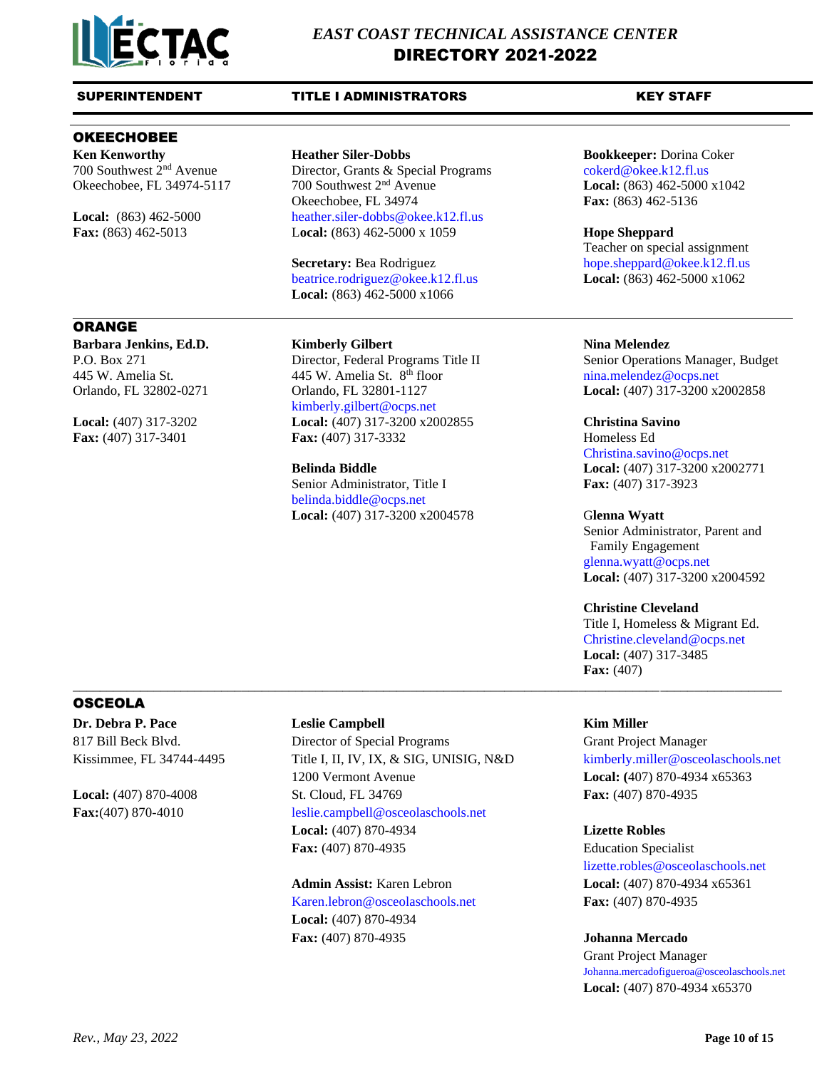# EAST COAST TECHNICAL ASSISTANCE CENTER
# DIRECTORY 2021-2022

| SUPERINTENDENT | TITLE I ADMINISTRATORS | KEY STAFF |
|---|---|---|

## OKEECHOBEE

**Superintendent**

**Ken Kenworthy**
700 Southwest 2nd Avenue
Okeechobee, FL 34974-5117

**Local:** (863) 462-5000
**Fax:** (863) 462-5013

**Title I Administrators**

**Heather Siler-Dobbs**
Director, Grants & Special Programs
700 Southwest 2nd Avenue
Okeechobee, FL 34974
heather.siler-dobbs@okee.k12.fl.us
**Local:** (863) 462-5000 x 1059

**Secretary:** Bea Rodriguez
beatrice.rodriguez@okee.k12.fl.us
**Local:** (863) 462-5000 x1066

**Key Staff**

**Bookkeeper:** Dorina Coker
cokerd@okee.k12.fl.us
**Local:** (863) 462-5000 x1042
**Fax:** (863) 462-5136

**Hope Sheppard**
Teacher on special assignment
hope.sheppard@okee.k12.fl.us
**Local:** (863) 462-5000 x1062

## ORANGE

**Superintendent**

**Barbara Jenkins, Ed.D.**
P.O. Box 271
445 W. Amelia St.
Orlando, FL 32802-0271

**Local:** (407) 317-3202
**Fax:** (407) 317-3401

**Title I Administrators**

**Kimberly Gilbert**
Director, Federal Programs Title II
445 W. Amelia St. 8th floor
Orlando, FL 32801-1127
kimberly.gilbert@ocps.net
**Local:** (407) 317-3200 x2002855
**Fax:** (407) 317-3332

**Belinda Biddle**
Senior Administrator, Title I
belinda.biddle@ocps.net
**Local:** (407) 317-3200 x2004578

**Key Staff**

**Nina Melendez**
Senior Operations Manager, Budget
nina.melendez@ocps.net
**Local:** (407) 317-3200 x2002858

**Christina Savino**
Homeless Ed
Christina.savino@ocps.net
**Local:** (407) 317-3200 x2002771
**Fax:** (407) 317-3923

**Glenna Wyatt**
Senior Administrator, Parent and Family Engagement
glenna.wyatt@ocps.net
**Local:** (407) 317-3200 x2004592

**Christine Cleveland**
Title I, Homeless & Migrant Ed.
Christine.cleveland@ocps.net
**Local:** (407) 317-3485
**Fax:** (407)

## OSCEOLA

**Superintendent**

**Dr. Debra P. Pace**
817 Bill Beck Blvd.
Kissimmee, FL 34744-4495

**Local:** (407) 870-4008
**Fax:**(407) 870-4010

**Title I Administrators**

**Leslie Campbell**
Director of Special Programs
Title I, II, IV, IX, & SIG, UNISIG, N&D
1200 Vermont Avenue
St. Cloud, FL 34769
leslie.campbell@osceolaschools.net
**Local:** (407) 870-4934
**Fax:** (407) 870-4935

**Admin Assist:** Karen Lebron
Karen.lebron@osceolaschools.net
**Local:** (407) 870-4934
**Fax:** (407) 870-4935

**Key Staff**

**Kim Miller**
Grant Project Manager
kimberly.miller@osceolaschools.net
**Local: (**407) 870-4934 x65363
**Fax:** (407) 870-4935

**Lizette Robles**
Education Specialist
lizette.robles@osceolaschools.net
**Local:** (407) 870-4934 x65361
**Fax:** (407) 870-4935

**Johanna Mercado**
Grant Project Manager
Johanna.mercadofigueroa@osceolaschools.net
**Local:** (407) 870-4934 x65370

*Rev., May 23, 2022*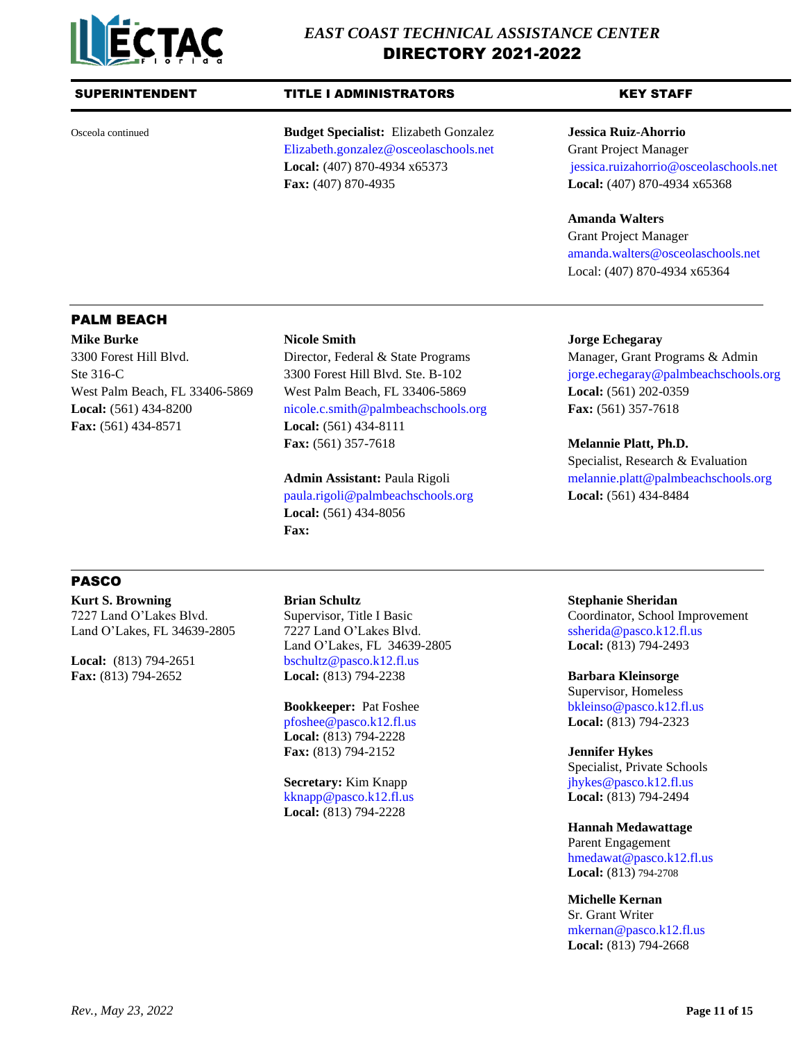# EAST COAST TECHNICAL ASSISTANCE CENTER DIRECTORY 2021-2022

| SUPERINTENDENT | TITLE I ADMINISTRATORS | KEY STAFF |
|---|---|---|
| Osceola continued | **Budget Specialist:** Elizabeth Gonzalez<br>Elizabeth.gonzalez@osceolaschools.net<br>**Local:** (407) 870-4934 x65373<br>**Fax:** (407) 870-4935 | **Jessica Ruiz-Ahorrio**<br>Grant Project Manager<br>jessica.ruizahorrio@osceolaschools.net<br>**Local:** (407) 870-4934 x65368<br><br>**Amanda Walters**<br>Grant Project Manager<br>amanda.walters@osceolaschools.net<br>Local: (407) 870-4934 x65364 |

## PALM BEACH

| SUPERINTENDENT | TITLE I ADMINISTRATORS | KEY STAFF |
|---|---|---|
| **Mike Burke**<br>3300 Forest Hill Blvd.<br>Ste 316-C<br>West Palm Beach, FL 33406-5869<br>**Local:** (561) 434-8200<br>**Fax:** (561) 434-8571 | **Nicole Smith**<br>Director, Federal & State Programs<br>3300 Forest Hill Blvd. Ste. B-102<br>West Palm Beach, FL 33406-5869<br>nicole.c.smith@palmbeachschools.org<br>**Local:** (561) 434-8111<br>**Fax:** (561) 357-7618<br><br>**Admin Assistant:** Paula Rigoli<br>paula.rigoli@palmbeachschools.org<br>**Local:** (561) 434-8056<br>**Fax:** | **Jorge Echegaray**<br>Manager, Grant Programs & Admin<br>jorge.echegaray@palmbeachschools.org<br>**Local:** (561) 202-0359<br>**Fax:** (561) 357-7618<br><br>**Melannie Platt, Ph.D.**<br>Specialist, Research & Evaluation<br>melannie.platt@palmbeachschools.org<br>**Local:** (561) 434-8484 |

## PASCO

| SUPERINTENDENT | TITLE I ADMINISTRATORS | KEY STAFF |
|---|---|---|
| **Kurt S. Browning**<br>7227 Land O'Lakes Blvd.<br>Land O'Lakes, FL 34639-2805<br><br>**Local:** (813) 794-2651<br>**Fax:** (813) 794-2652 | **Brian Schultz**<br>Supervisor, Title I Basic<br>7227 Land O'Lakes Blvd.<br>Land O'Lakes, FL 34639-2805<br>bschultz@pasco.k12.fl.us<br>**Local:** (813) 794-2238<br><br>**Bookkeeper:** Pat Foshee<br>pfoshee@pasco.k12.fl.us<br>**Local:** (813) 794-2228<br>**Fax:** (813) 794-2152<br><br>**Secretary:** Kim Knapp<br>kknapp@pasco.k12.fl.us<br>**Local:** (813) 794-2228 | **Stephanie Sheridan**<br>Coordinator, School Improvement<br>ssherida@pasco.k12.fl.us<br>**Local:** (813) 794-2493<br><br>**Barbara Kleinsorge**<br>Supervisor, Homeless<br>bkleinso@pasco.k12.fl.us<br>**Local:** (813) 794-2323<br><br>**Jennifer Hykes**<br>Specialist, Private Schools<br>jhykes@pasco.k12.fl.us<br>**Local:** (813) 794-2494<br><br>**Hannah Medawattage**<br>Parent Engagement<br>hmedawat@pasco.k12.fl.us<br>**Local:** (813) 794-2708<br><br>**Michelle Kernan**<br>Sr. Grant Writer<br>mkernan@pasco.k12.fl.us<br>**Local:** (813) 794-2668 |

*Rev., May 23, 2022*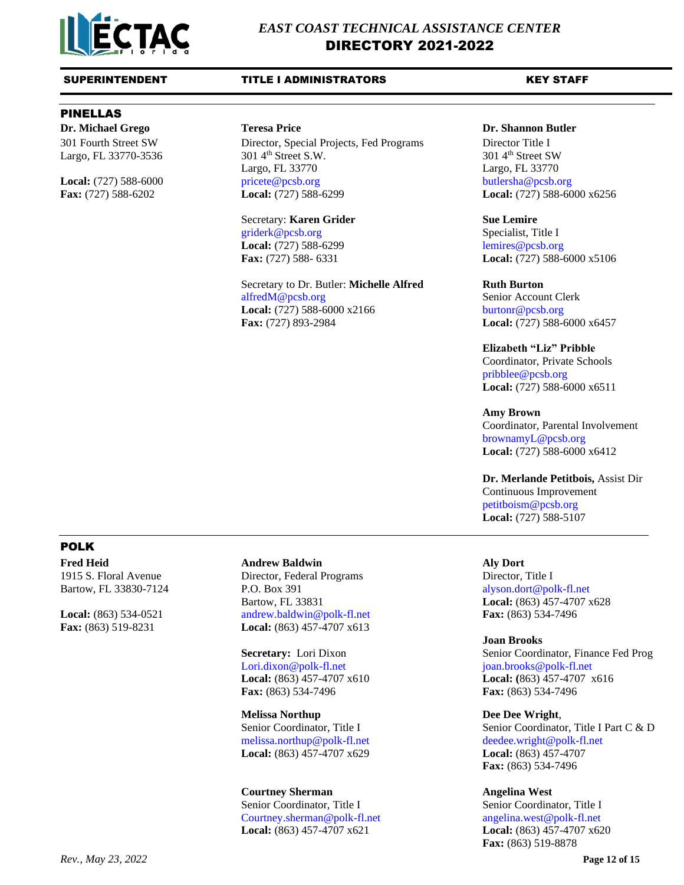# EAST COAST TECHNICAL ASSISTANCE CENTER
## DIRECTORY 2021-2022

| SUPERINTENDENT | TITLE I ADMINISTRATORS | KEY STAFF |
|---|---|---|

## PINELLAS

### Superintendent

**Dr. Michael Grego**
301 Fourth Street SW
Largo, FL 33770-3536

**Local:** (727) 588-6000
**Fax:** (727) 588-6202

### Title I Administrators

**Teresa Price**
Director, Special Projects, Fed Programs
301 4th Street S.W.
Largo, FL 33770
pricete@pcsb.org
**Local:** (727) 588-6299

Secretary: **Karen Grider**
griderk@pcsb.org
**Local:** (727) 588-6299
**Fax:** (727) 588- 6331

Secretary to Dr. Butler: **Michelle Alfred**
alfredM@pcsb.org
**Local:** (727) 588-6000 x2166
**Fax:** (727) 893-2984

### Key Staff

**Dr. Shannon Butler**
Director Title I
301 4th Street SW
Largo, FL 33770
butlersha@pcsb.org
**Local:** (727) 588-6000 x6256

**Sue Lemire**
Specialist, Title I
lemires@pcsb.org
**Local:** (727) 588-6000 x5106

**Ruth Burton**
Senior Account Clerk
burtonr@pcsb.org
**Local:** (727) 588-6000 x6457

**Elizabeth "Liz" Pribble**
Coordinator, Private Schools
pribblee@pcsb.org
**Local:** (727) 588-6000 x6511

**Amy Brown**
Coordinator, Parental Involvement
brownamyL@pcsb.org
**Local:** (727) 588-6000 x6412

**Dr. Merlande Petitbois,** Assist Dir
Continuous Improvement
petitboism@pcsb.org
**Local:** (727) 588-5107

## POLK

### Superintendent

**Fred Heid**
1915 S. Floral Avenue
Bartow, FL 33830-7124

**Local:** (863) 534-0521
**Fax:** (863) 519-8231

### Title I Administrators

**Andrew Baldwin**
Director, Federal Programs
P.O. Box 391
Bartow, FL 33831
andrew.baldwin@polk-fl.net
**Local:** (863) 457-4707 x613

**Secretary:** Lori Dixon
Lori.dixon@polk-fl.net
**Local:** (863) 457-4707 x610
**Fax:** (863) 534-7496

**Melissa Northup**
Senior Coordinator, Title I
melissa.northup@polk-fl.net
**Local:** (863) 457-4707 x629

**Courtney Sherman**
Senior Coordinator, Title I
Courtney.sherman@polk-fl.net
**Local:** (863) 457-4707 x621

### Key Staff

**Aly Dort**
Director, Title I
alyson.dort@polk-fl.net
**Local:** (863) 457-4707 x628
**Fax:** (863) 534-7496

**Joan Brooks**
Senior Coordinator, Finance Fed Prog
joan.brooks@polk-fl.net
**Local: (**863) 457-4707 x616
**Fax:** (863) 534-7496

**Dee Dee Wright**,
Senior Coordinator, Title I Part C & D
deedee.wright@polk-fl.net
**Local:** (863) 457-4707
**Fax:** (863) 534-7496

**Angelina West**
Senior Coordinator, Title I
angelina.west@polk-fl.net
**Local:** (863) 457-4707 x620
**Fax:** (863) 519-8878

*Rev., May 23, 2022*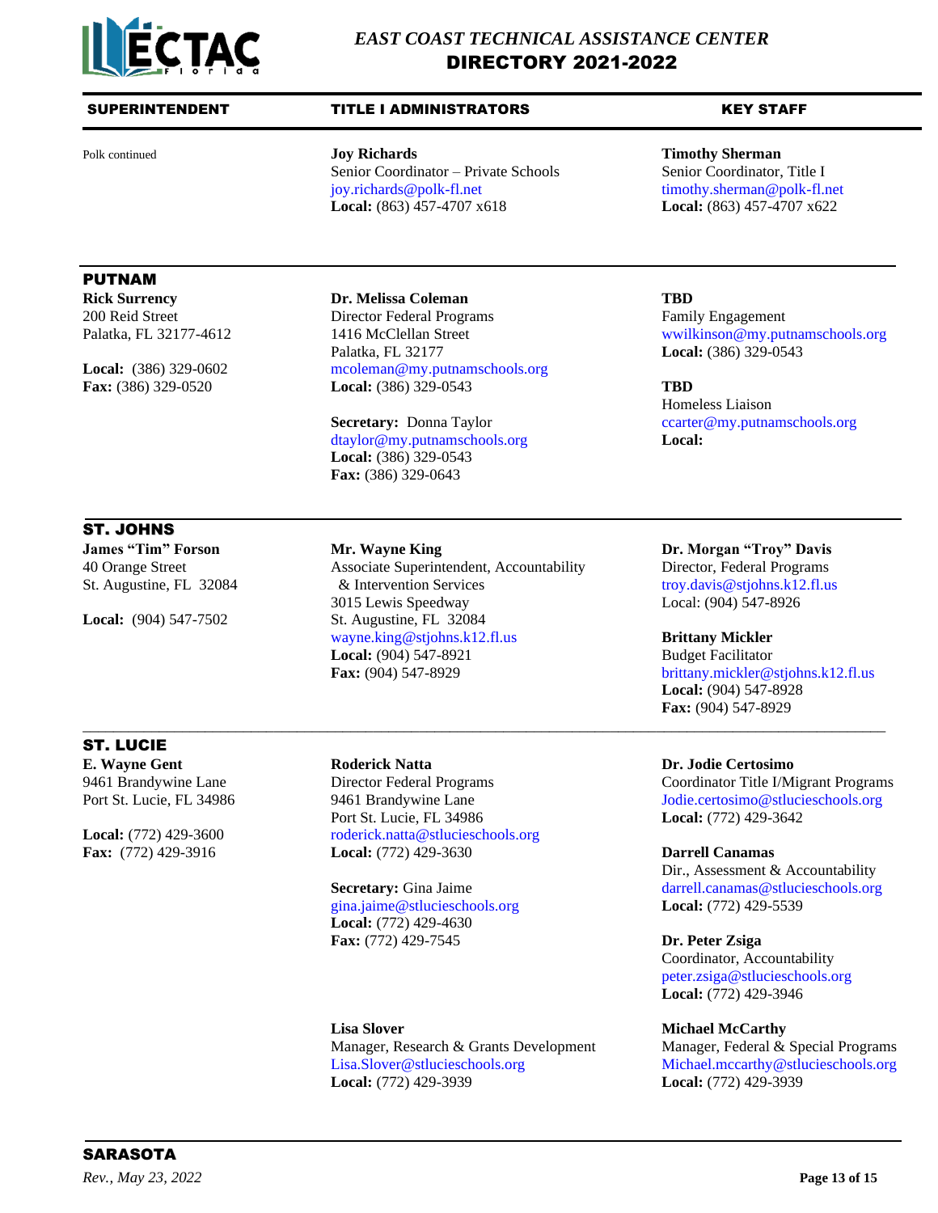# EAST COAST TECHNICAL ASSISTANCE CENTER
## DIRECTORY 2021-2022

| SUPERINTENDENT | TITLE I ADMINISTRATORS | KEY STAFF |
| --- | --- | --- |
| Polk continued | **Joy Richards**<br>Senior Coordinator – Private Schools<br>joy.richards@polk-fl.net<br>**Local:** (863) 457-4707 x618 | **Timothy Sherman**<br>Senior Coordinator, Title I<br>timothy.sherman@polk-fl.net<br>**Local:** (863) 457-4707 x622 |

### PUTNAM

| SUPERINTENDENT | TITLE I ADMINISTRATORS | KEY STAFF |
| --- | --- | --- |
| **Rick Surrency**<br>200 Reid Street<br>Palatka, FL 32177-4612<br><br>**Local:** (386) 329-0602<br>**Fax:** (386) 329-0520 | **Dr. Melissa Coleman**<br>Director Federal Programs<br>1416 McClellan Street<br>Palatka, FL 32177<br>mcoleman@my.putnamschools.org<br>**Local:** (386) 329-0543<br><br>**Secretary:** Donna Taylor<br>dtaylor@my.putnamschools.org<br>**Local:** (386) 329-0543<br>**Fax:** (386) 329-0643 | **TBD**<br>Family Engagement<br>wwilkinson@my.putnamschools.org<br>**Local:** (386) 329-0543<br><br>**TBD**<br>Homeless Liaison<br>ccarter@my.putnamschools.org<br>**Local:** |

### ST. JOHNS

| SUPERINTENDENT | TITLE I ADMINISTRATORS | KEY STAFF |
| --- | --- | --- |
| **James "Tim" Forson**<br>40 Orange Street<br>St. Augustine, FL 32084<br><br>**Local:** (904) 547-7502 | **Mr. Wayne King**<br>Associate Superintendent, Accountability & Intervention Services<br>3015 Lewis Speedway<br>St. Augustine, FL 32084<br>wayne.king@stjohns.k12.fl.us<br>**Local:** (904) 547-8921<br>**Fax:** (904) 547-8929 | **Dr. Morgan "Troy" Davis**<br>Director, Federal Programs<br>troy.davis@stjohns.k12.fl.us<br>Local: (904) 547-8926<br><br>**Brittany Mickler**<br>Budget Facilitator<br>brittany.mickler@stjohns.k12.fl.us<br>**Local:** (904) 547-8928<br>**Fax:** (904) 547-8929 |

### ST. LUCIE

| SUPERINTENDENT | TITLE I ADMINISTRATORS | KEY STAFF |
| --- | --- | --- |
| **E. Wayne Gent**<br>9461 Brandywine Lane<br>Port St. Lucie, FL 34986<br><br>**Local:** (772) 429-3600<br>**Fax:** (772) 429-3916 | **Roderick Natta**<br>Director Federal Programs<br>9461 Brandywine Lane<br>Port St. Lucie, FL 34986<br>roderick.natta@stlucieschools.org<br>**Local:** (772) 429-3630<br><br>**Secretary:** Gina Jaime<br>gina.jaime@stlucieschools.org<br>**Local:** (772) 429-4630<br>**Fax:** (772) 429-7545<br><br>**Lisa Slover**<br>Manager, Research & Grants Development<br>Lisa.Slover@stlucieschools.org<br>**Local:** (772) 429-3939 | **Dr. Jodie Certosimo**<br>Coordinator Title I/Migrant Programs<br>Jodie.certosimo@stlucieschools.org<br>**Local:** (772) 429-3642<br><br>**Darrell Canamas**<br>Dir., Assessment & Accountability<br>darrell.canamas@stlucieschools.org<br>**Local:** (772) 429-5539<br><br>**Dr. Peter Zsiga**<br>Coordinator, Accountability<br>peter.zsiga@stlucieschools.org<br>**Local:** (772) 429-3946<br><br>**Michael McCarthy**<br>Manager, Federal & Special Programs<br>Michael.mccarthy@stlucieschools.org<br>**Local:** (772) 429-3939 |

### SARASOTA

*Rev., May 23, 2022*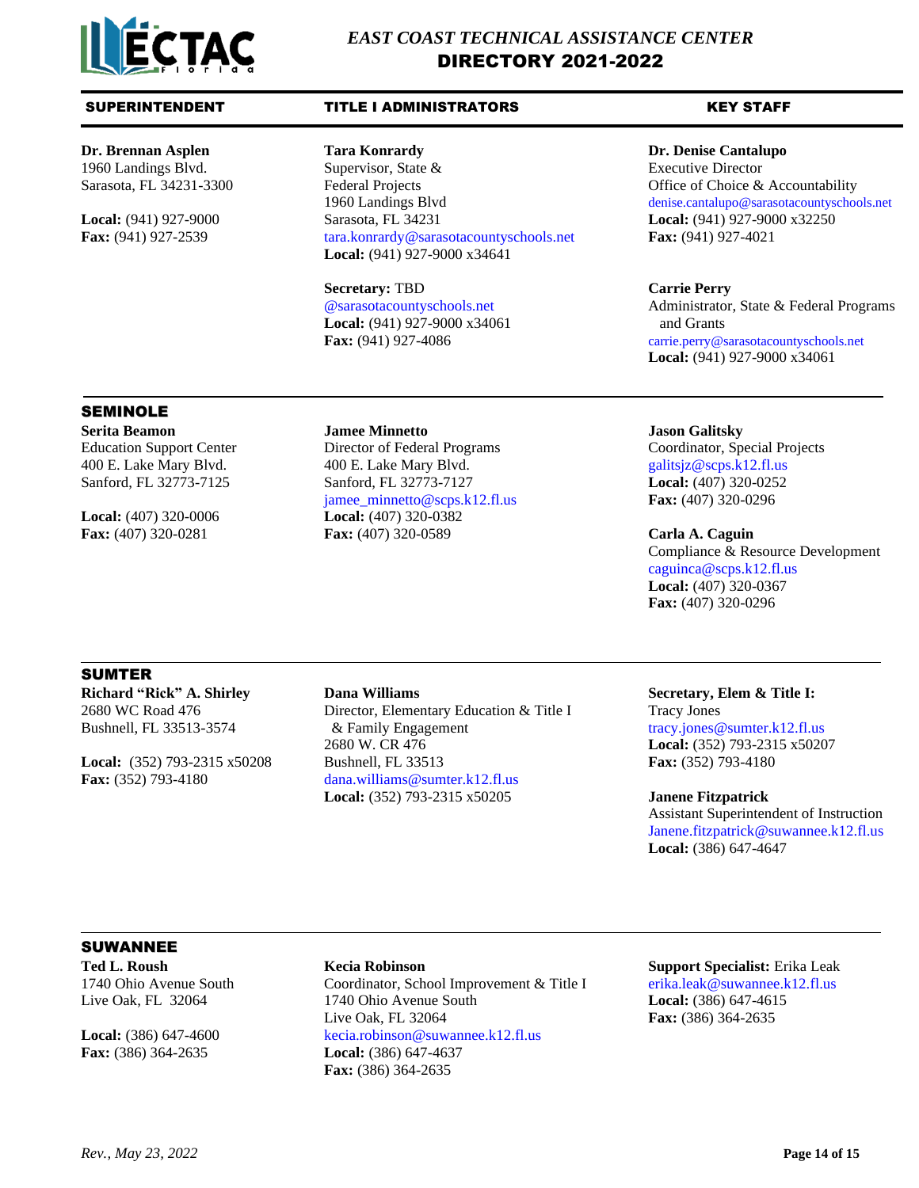# EAST COAST TECHNICAL ASSISTANCE CENTER
## DIRECTORY 2021-2022

| SUPERINTENDENT | TITLE I ADMINISTRATORS | KEY STAFF |
|---|---|---|
| **Dr. Brennan Asplen**<br>1960 Landings Blvd.<br>Sarasota, FL 34231-3300<br><br>**Local:** (941) 927-9000<br>**Fax:** (941) 927-2539 | **Tara Konrardy**<br>Supervisor, State & Federal Projects<br>1960 Landings Blvd<br>Sarasota, FL 34231<br>tara.konrardy@sarasotacountyschools.net<br>**Local:** (941) 927-9000 x34641<br><br>**Secretary:** TBD<br>@sarasotacountyschools.net<br>**Local:** (941) 927-9000 x34061<br>**Fax:** (941) 927-4086 | **Dr. Denise Cantalupo**<br>Executive Director<br>Office of Choice & Accountability<br>denise.cantalupo@sarasotacountyschools.net<br>**Local:** (941) 927-9000 x32250<br>**Fax:** (941) 927-4021<br><br>**Carrie Perry**<br>Administrator, State & Federal Programs and Grants<br>carrie.perry@sarasotacountyschools.net<br>**Local:** (941) 927-9000 x34061 |

## SEMINOLE

| SUPERINTENDENT | TITLE I ADMINISTRATORS | KEY STAFF |
|---|---|---|
| **Serita Beamon**<br>Education Support Center<br>400 E. Lake Mary Blvd.<br>Sanford, FL 32773-7125<br><br>**Local:** (407) 320-0006<br>**Fax:** (407) 320-0281 | **Jamee Minnetto**<br>Director of Federal Programs<br>400 E. Lake Mary Blvd.<br>Sanford, FL 32773-7127<br>jamee_minnetto@scps.k12.fl.us<br>**Local:** (407) 320-0382<br>**Fax:** (407) 320-0589 | **Jason Galitsky**<br>Coordinator, Special Projects<br>galitsjz@scps.k12.fl.us<br>**Local:** (407) 320-0252<br>**Fax:** (407) 320-0296<br><br>**Carla A. Caguin**<br>Compliance & Resource Development<br>caguinca@scps.k12.fl.us<br>**Local:** (407) 320-0367<br>**Fax:** (407) 320-0296 |

## SUMTER

| SUPERINTENDENT | TITLE I ADMINISTRATORS | KEY STAFF |
|---|---|---|
| **Richard "Rick" A. Shirley**<br>2680 WC Road 476<br>Bushnell, FL 33513-3574<br><br>**Local:** (352) 793-2315 x50208<br>**Fax:** (352) 793-4180 | **Dana Williams**<br>Director, Elementary Education & Title I & Family Engagement<br>2680 W. CR 476<br>Bushnell, FL 33513<br>dana.williams@sumter.k12.fl.us<br>**Local:** (352) 793-2315 x50205 | **Secretary, Elem & Title I:**<br>Tracy Jones<br>tracy.jones@sumter.k12.fl.us<br>**Local:** (352) 793-2315 x50207<br>**Fax:** (352) 793-4180<br><br>**Janene Fitzpatrick**<br>Assistant Superintendent of Instruction<br>Janene.fitzpatrick@suwannee.k12.fl.us<br>**Local:** (386) 647-4647 |

## SUWANNEE

| SUPERINTENDENT | TITLE I ADMINISTRATORS | KEY STAFF |
|---|---|---|
| **Ted L. Roush**<br>1740 Ohio Avenue South<br>Live Oak, FL 32064<br><br>**Local:** (386) 647-4600<br>**Fax:** (386) 364-2635 | **Kecia Robinson**<br>Coordinator, School Improvement & Title I<br>1740 Ohio Avenue South<br>Live Oak, FL 32064<br>kecia.robinson@suwannee.k12.fl.us<br>**Local:** (386) 647-4637<br>**Fax:** (386) 364-2635 | **Support Specialist:** Erika Leak<br>erika.leak@suwannee.k12.fl.us<br>**Local:** (386) 647-4615<br>**Fax:** (386) 364-2635 |

*Rev., May 23, 2022*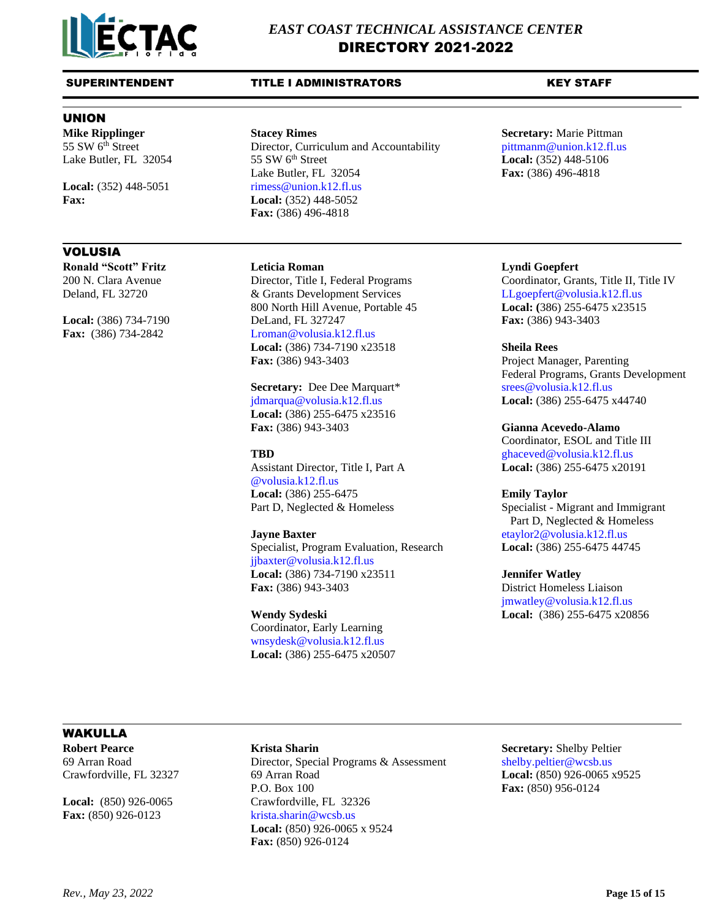# EAST COAST TECHNICAL ASSISTANCE CENTER
## DIRECTORY 2021-2022

| SUPERINTENDENT | TITLE I ADMINISTRATORS | KEY STAFF |
|---|---|---|

## UNION

**Mike Ripplinger**
55 SW 6th Street
Lake Butler, FL 32054

**Local:** (352) 448-5051
**Fax:**

**Stacey Rimes**
Director, Curriculum and Accountability
55 SW 6th Street
Lake Butler, FL 32054
rimess@union.k12.fl.us
**Local:** (352) 448-5052
**Fax:** (386) 496-4818

**Secretary:** Marie Pittman
pittmanm@union.k12.fl.us
**Local:** (352) 448-5106
**Fax:** (386) 496-4818

## VOLUSIA

**Ronald "Scott" Fritz**
200 N. Clara Avenue
Deland, FL 32720

**Local:** (386) 734-7190
**Fax:** (386) 734-2842

**Leticia Roman**
Director, Title I, Federal Programs & Grants Development Services
800 North Hill Avenue, Portable 45
DeLand, FL 327247
Lroman@volusia.k12.fl.us
**Local:** (386) 734-7190 x23518
**Fax:** (386) 943-3403

**Secretary:** Dee Dee Marquart*
jdmarqua@volusia.k12.fl.us
**Local:** (386) 255-6475 x23516
**Fax:** (386) 943-3403

**TBD**
Assistant Director, Title I, Part A
@volusia.k12.fl.us
**Local:** (386) 255-6475
Part D, Neglected & Homeless

**Jayne Baxter**
Specialist, Program Evaluation, Research
jjbaxter@volusia.k12.fl.us
**Local:** (386) 734-7190 x23511
**Fax:** (386) 943-3403

**Wendy Sydeski**
Coordinator, Early Learning
wnsydesk@volusia.k12.fl.us
**Local:** (386) 255-6475 x20507

**Lyndi Goepfert**
Coordinator, Grants, Title II, Title IV
LLgoepfert@volusia.k12.fl.us
**Local: (**386) 255-6475 x23515
**Fax:** (386) 943-3403

**Sheila Rees**
Project Manager, Parenting
Federal Programs, Grants Development
srees@volusia.k12.fl.us
**Local:** (386) 255-6475 x44740

**Gianna Acevedo-Alamo**
Coordinator, ESOL and Title III
ghaceved@volusia.k12.fl.us
**Local:** (386) 255-6475 x20191

**Emily Taylor**
Specialist - Migrant and Immigrant
Part D, Neglected & Homeless
etaylor2@volusia.k12.fl.us
**Local:** (386) 255-6475 44745

**Jennifer Watley**
District Homeless Liaison
jmwatley@volusia.k12.fl.us
**Local:** (386) 255-6475 x20856

## WAKULLA

**Robert Pearce**
69 Arran Road
Crawfordville, FL 32327

**Local:** (850) 926-0065
**Fax:** (850) 926-0123

**Krista Sharin**
Director, Special Programs & Assessment
69 Arran Road
P.O. Box 100
Crawfordville, FL 32326
krista.sharin@wcsb.us
**Local:** (850) 926-0065 x 9524
**Fax:** (850) 926-0124

**Secretary:** Shelby Peltier
shelby.peltier@wcsb.us
**Local:** (850) 926-0065 x9525
**Fax:** (850) 956-0124

*Rev., May 23, 2022*